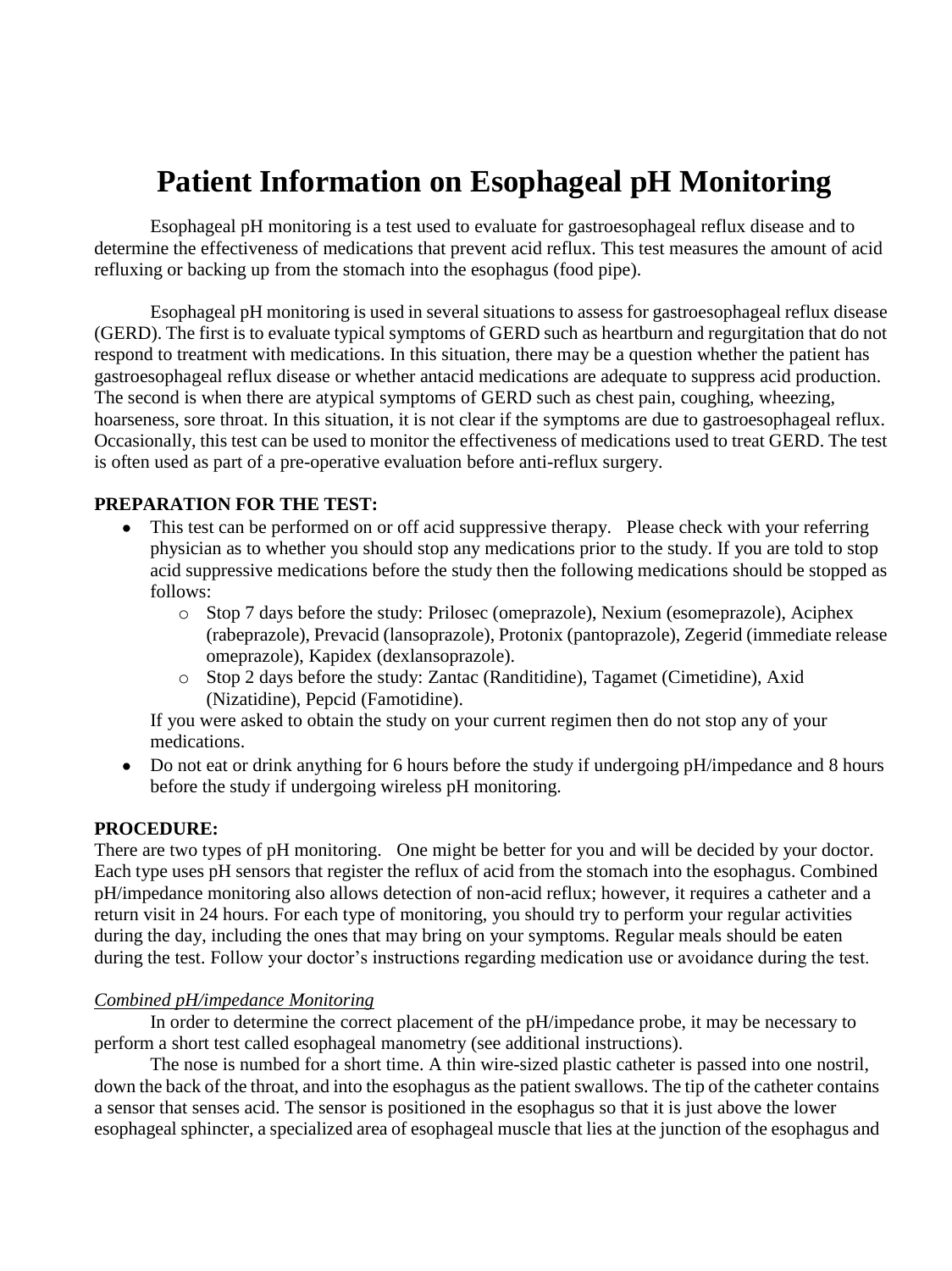# Patient Information on Esophageal pH Monitoring

Esophageal pH monitoring is a test used to evaluate for gastroesophageal reflux disease and to determine the effectiveness of medications that prevent acid reflux. This test measures the amount of acid refluxing or backing up from the stomach into the esophagus (food pipe).

Esophageal pH monitoring is used in several situations to assess for gastroesophageal reflux disease (GERD). The first is to evaluate typical symptoms of GERD such as heartburn and regurgitation that do not respond to treatment with medications. In this situation, there may be a question whether the patient has gastroesophageal reflux disease or whether antacid medications are adequate to suppress acid production. The second is when there are atypical symptoms of GERD such as chest pain, coughing, wheezing, hoarseness, sore throat. In this situation, it is not clear if the symptoms are due to gastroesophageal reflux. Occasionally, this test can be used to monitor the effectiveness of medications used to treat GERD. The test is often used as part of a pre-operative evaluation before anti-reflux surgery.

**PREPARATION FOR THE TEST:**

- This test can be performed on or off acid suppressive therapy. Please check with your referring physician as to whether you should stop any medications prior to the study. If you are told to stop acid suppressive medications before the study then the following medications should be stopped as follows:
  - Stop 7 days before the study: Prilosec (omeprazole), Nexium (esomeprazole), Aciphex (rabeprazole), Prevacid (lansoprazole), Protonix (pantoprazole), Zegerid (immediate release omeprazole), Kapidex (dexlansoprazole).
  - Stop 2 days before the study: Zantac (Randitidine), Tagamet (Cimetidine), Axid (Nizatidine), Pepcid (Famotidine).

  If you were asked to obtain the study on your current regimen then do not stop any of your medications.
- Do not eat or drink anything for 6 hours before the study if undergoing pH/impedance and 8 hours before the study if undergoing wireless pH monitoring.

**PROCEDURE:**

There are two types of pH monitoring. One might be better for you and will be decided by your doctor. Each type uses pH sensors that register the reflux of acid from the stomach into the esophagus. Combined pH/impedance monitoring also allows detection of non-acid reflux; however, it requires a catheter and a return visit in 24 hours. For each type of monitoring, you should try to perform your regular activities during the day, including the ones that may bring on your symptoms. Regular meals should be eaten during the test. Follow your doctor's instructions regarding medication use or avoidance during the test.

*Combined pH/impedance Monitoring*

In order to determine the correct placement of the pH/impedance probe, it may be necessary to perform a short test called esophageal manometry (see additional instructions).

The nose is numbed for a short time. A thin wire-sized plastic catheter is passed into one nostril, down the back of the throat, and into the esophagus as the patient swallows. The tip of the catheter contains a sensor that senses acid. The sensor is positioned in the esophagus so that it is just above the lower esophageal sphincter, a specialized area of esophageal muscle that lies at the junction of the esophagus and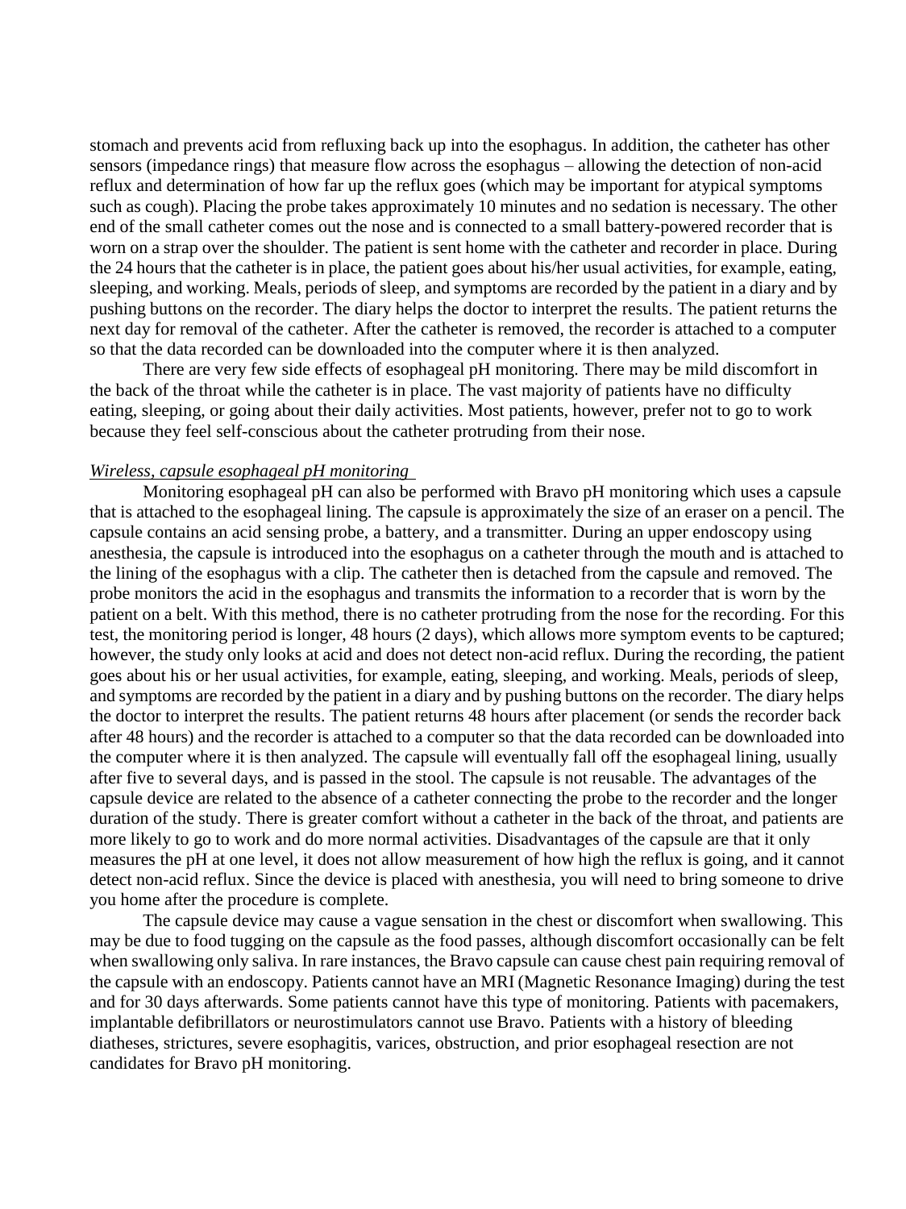stomach and prevents acid from refluxing back up into the esophagus. In addition, the catheter has other sensors (impedance rings) that measure flow across the esophagus – allowing the detection of non-acid reflux and determination of how far up the reflux goes (which may be important for atypical symptoms such as cough). Placing the probe takes approximately 10 minutes and no sedation is necessary. The other end of the small catheter comes out the nose and is connected to a small battery-powered recorder that is worn on a strap over the shoulder. The patient is sent home with the catheter and recorder in place. During the 24 hours that the catheter is in place, the patient goes about his/her usual activities, for example, eating, sleeping, and working. Meals, periods of sleep, and symptoms are recorded by the patient in a diary and by pushing buttons on the recorder. The diary helps the doctor to interpret the results. The patient returns the next day for removal of the catheter. After the catheter is removed, the recorder is attached to a computer so that the data recorded can be downloaded into the computer where it is then analyzed.

There are very few side effects of esophageal pH monitoring. There may be mild discomfort in the back of the throat while the catheter is in place. The vast majority of patients have no difficulty eating, sleeping, or going about their daily activities. Most patients, however, prefer not to go to work because they feel self-conscious about the catheter protruding from their nose.

*Wireless, capsule esophageal pH monitoring*

Monitoring esophageal pH can also be performed with Bravo pH monitoring which uses a capsule that is attached to the esophageal lining. The capsule is approximately the size of an eraser on a pencil. The capsule contains an acid sensing probe, a battery, and a transmitter. During an upper endoscopy using anesthesia, the capsule is introduced into the esophagus on a catheter through the mouth and is attached to the lining of the esophagus with a clip. The catheter then is detached from the capsule and removed. The probe monitors the acid in the esophagus and transmits the information to a recorder that is worn by the patient on a belt. With this method, there is no catheter protruding from the nose for the recording. For this test, the monitoring period is longer, 48 hours (2 days), which allows more symptom events to be captured; however, the study only looks at acid and does not detect non-acid reflux. During the recording, the patient goes about his or her usual activities, for example, eating, sleeping, and working. Meals, periods of sleep, and symptoms are recorded by the patient in a diary and by pushing buttons on the recorder. The diary helps the doctor to interpret the results. The patient returns 48 hours after placement (or sends the recorder back after 48 hours) and the recorder is attached to a computer so that the data recorded can be downloaded into the computer where it is then analyzed. The capsule will eventually fall off the esophageal lining, usually after five to several days, and is passed in the stool. The capsule is not reusable. The advantages of the capsule device are related to the absence of a catheter connecting the probe to the recorder and the longer duration of the study. There is greater comfort without a catheter in the back of the throat, and patients are more likely to go to work and do more normal activities. Disadvantages of the capsule are that it only measures the pH at one level, it does not allow measurement of how high the reflux is going, and it cannot detect non-acid reflux. Since the device is placed with anesthesia, you will need to bring someone to drive you home after the procedure is complete.

The capsule device may cause a vague sensation in the chest or discomfort when swallowing. This may be due to food tugging on the capsule as the food passes, although discomfort occasionally can be felt when swallowing only saliva. In rare instances, the Bravo capsule can cause chest pain requiring removal of the capsule with an endoscopy. Patients cannot have an MRI (Magnetic Resonance Imaging) during the test and for 30 days afterwards. Some patients cannot have this type of monitoring. Patients with pacemakers, implantable defibrillators or neurostimulators cannot use Bravo. Patients with a history of bleeding diatheses, strictures, severe esophagitis, varices, obstruction, and prior esophageal resection are not candidates for Bravo pH monitoring.